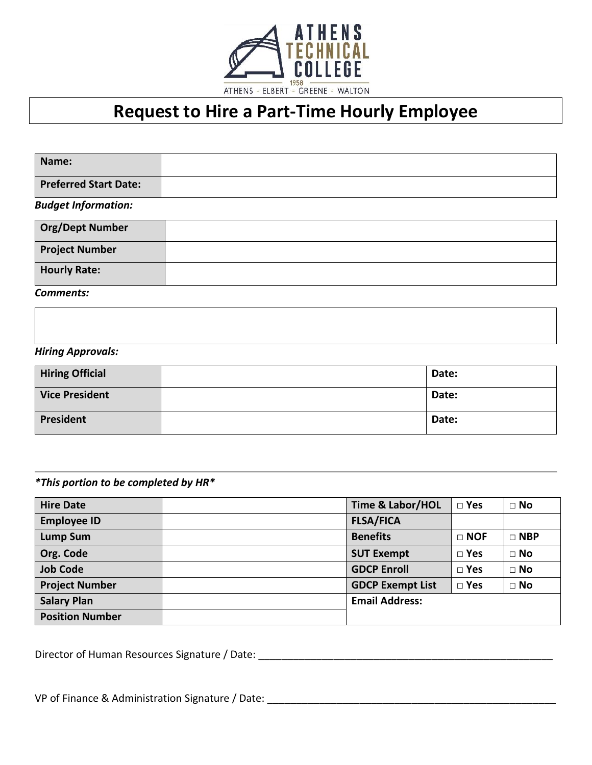ATHENS TECHNICAL COLLEGE
1958
ATHENS - ELBERT - GREENE - WALTON

# Request to Hire a Part-Time Hourly Employee

| | |
|---|---|
| **Name:** | |
| **Preferred Start Date:** | |

***Budget Information:***

| | |
|---|---|
| **Org/Dept Number** | |
| **Project Number** | |
| **Hourly Rate:** | |

***Comments:***

| |
|---|
| |

***Hiring Approvals:***

| | | |
|---|---|---|
| **Hiring Official** | | **Date:** |
| **Vice President** | | **Date:** |
| **President** | | **Date:** |

---

***This portion to be completed by HR***

| | | | | |
|---|---|---|---|---|
| **Hire Date** | | **Time & Labor/HOL** | □ **Yes** | □ **No** |
| **Employee ID** | | **FLSA/FICA** | | |
| **Lump Sum** | | **Benefits** | □ **NOF** | □ **NBP** |
| **Org. Code** | | **SUT Exempt** | □ **Yes** | □ **No** |
| **Job Code** | | **GDCP Enroll** | □ **Yes** | □ **No** |
| **Project Number** | | **GDCP Exempt List** | □ **Yes** | □ **No** |
| **Salary Plan** | | **Email Address:** | | |
| **Position Number** | | | | |

Director of Human Resources Signature / Date: ______________________________________________________

VP of Finance & Administration Signature / Date: ____________________________________________________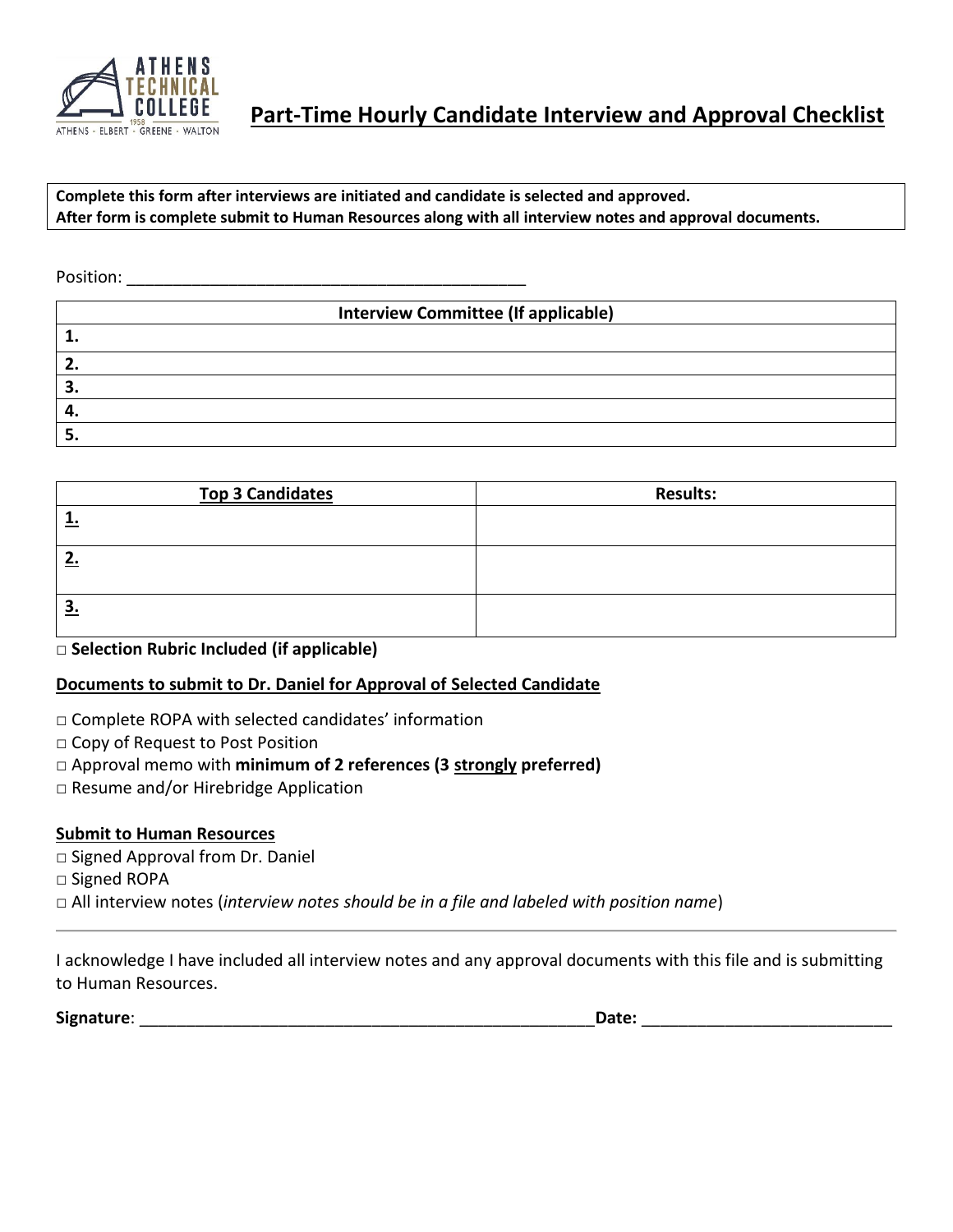# Part-Time Hourly Candidate Interview and Approval Checklist

**Complete this form after interviews are initiated and candidate is selected and approved.**
**After form is complete submit to Human Resources along with all interview notes and approval documents.**

Position: ___________________________________________

| Interview Committee (If applicable) |
|---|
| 1. |
| 2. |
| 3. |
| 4. |
| 5. |

| Top 3 Candidates | Results: |
|---|---|
| 1. | |
| 2. | |
| 3. | |

□ **Selection Rubric Included (if applicable)**

**Documents to submit to Dr. Daniel for Approval of Selected Candidate**

- □ Complete ROPA with selected candidates' information
- □ Copy of Request to Post Position
- □ Approval memo with **minimum of 2 references (3 strongly preferred)**
- □ Resume and/or Hirebridge Application

**Submit to Human Resources**

- □ Signed Approval from Dr. Daniel
- □ Signed ROPA
- □ All interview notes (*interview notes should be in a file and labeled with position name*)

---

I acknowledge I have included all interview notes and any approval documents with this file and is submitting to Human Resources.

**Signature**: ___________________________________________________ **Date:** ___________________________